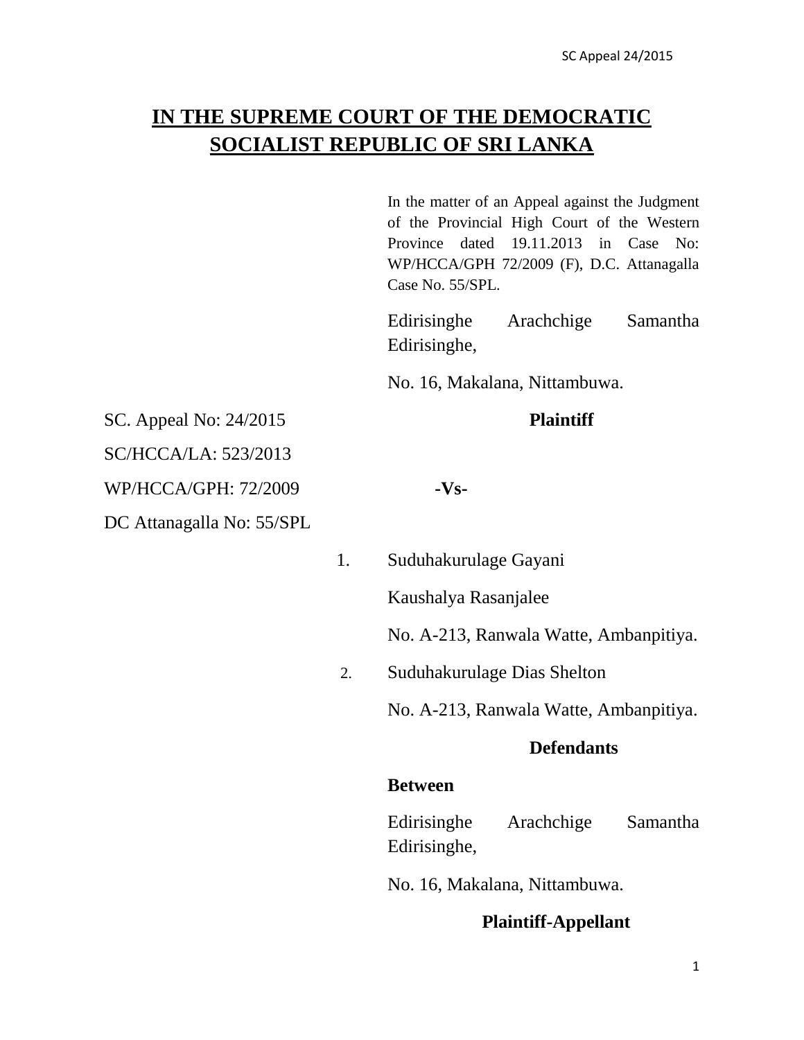# IN THE SUPREME COURT OF THE DEMOCRATIC SOCIALIST REPUBLIC OF SRI LANKA

In the matter of an Appeal against the Judgment of the Provincial High Court of the Western Province dated 19.11.2013 in Case No: WP/HCCA/GPH 72/2009 (F), D.C. Attanagalla Case No. 55/SPL.

Edirisinghe Arachchige Samantha Edirisinghe,

No. 16, Makalana, Nittambuwa.

SC. Appeal No: 24/2015

**Plaintiff**

SC/HCCA/LA: 523/2013

WP/HCCA/GPH: 72/2009

**-Vs-**

DC Attanagalla No: 55/SPL

1. Suduhakurulage Gayani

   Kaushalya Rasanjalee

   No. A-213, Ranwala Watte, Ambanpitiya.

2. Suduhakurulage Dias Shelton

   No. A-213, Ranwala Watte, Ambanpitiya.

**Defendants**

**Between**

Edirisinghe Arachchige Samantha Edirisinghe,

No. 16, Makalana, Nittambuwa.

**Plaintiff-Appellant**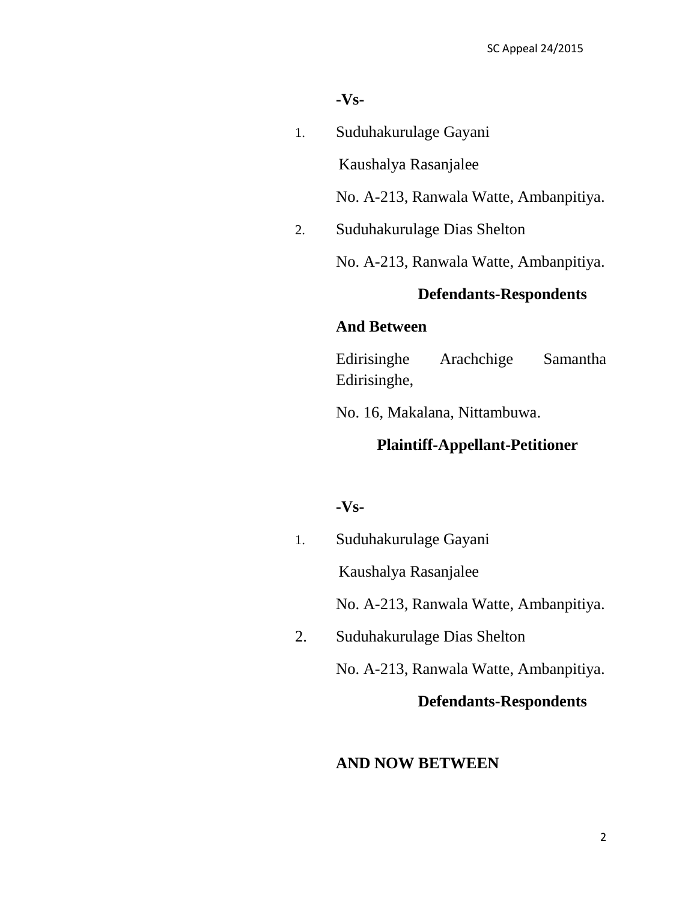**-Vs-**

1. Suduhakurulage Gayani

   Kaushalya Rasanjalee

   No. A-213, Ranwala Watte, Ambanpitiya.

2. Suduhakurulage Dias Shelton

   No. A-213, Ranwala Watte, Ambanpitiya.

**Defendants-Respondents**

**And Between**

Edirisinghe Arachchige Samantha Edirisinghe,

No. 16, Makalana, Nittambuwa.

**Plaintiff-Appellant-Petitioner**

**-Vs-**

1. Suduhakurulage Gayani

   Kaushalya Rasanjalee

   No. A-213, Ranwala Watte, Ambanpitiya.

2. Suduhakurulage Dias Shelton

   No. A-213, Ranwala Watte, Ambanpitiya.

**Defendants-Respondents**

**AND NOW BETWEEN**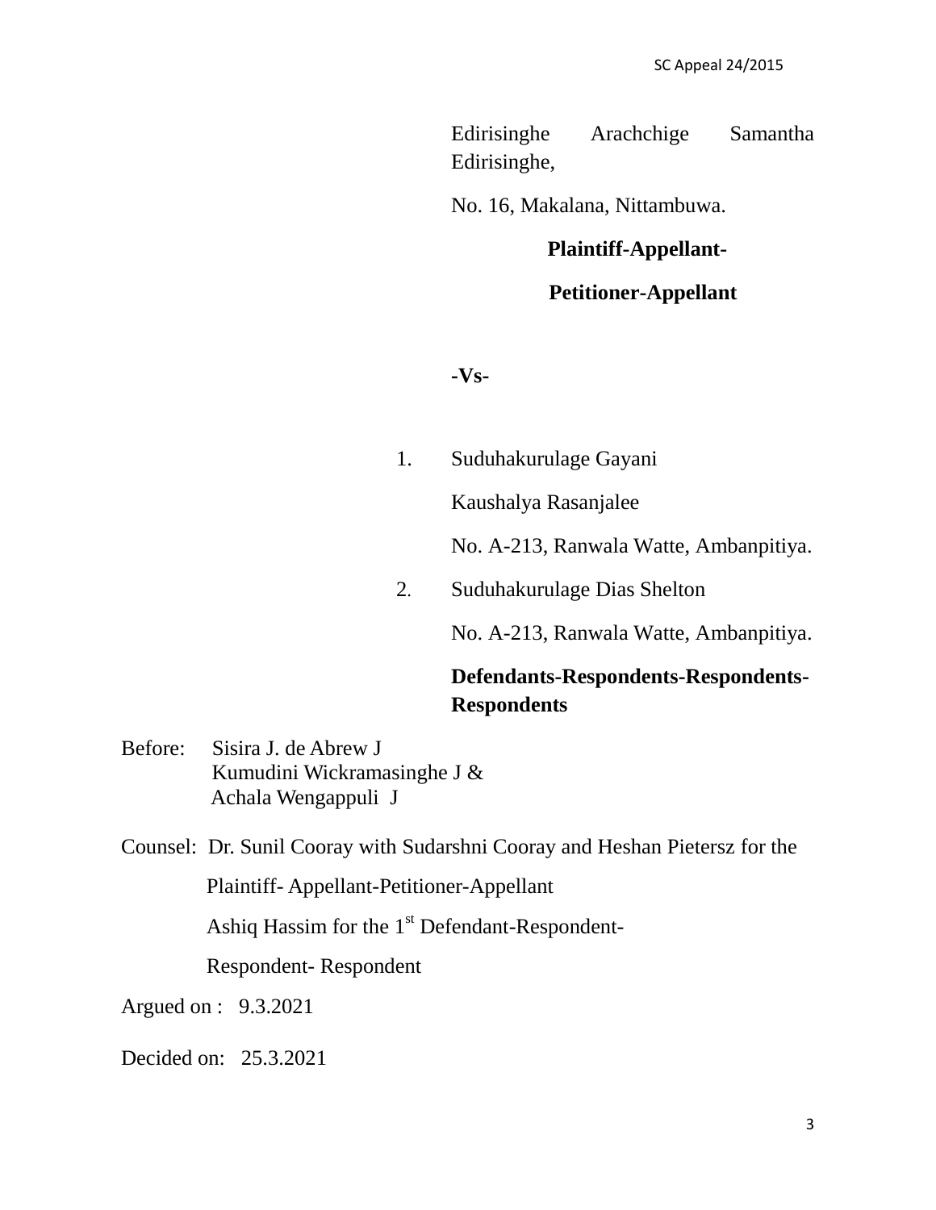Edirisinghe Arachchige Samantha Edirisinghe,

No. 16, Makalana, Nittambuwa.

**Plaintiff-Appellant-**

**Petitioner-Appellant**

**-Vs-**

1. Suduhakurulage Gayani

   Kaushalya Rasanjalee

   No. A-213, Ranwala Watte, Ambanpitiya.

2. Suduhakurulage Dias Shelton

   No. A-213, Ranwala Watte, Ambanpitiya.

**Defendants-Respondents-Respondents-Respondents**

Before: Sisira J. de Abrew J
Kumudini Wickramasinghe J &
Achala Wengappuli J

Counsel: Dr. Sunil Cooray with Sudarshni Cooray and Heshan Pietersz for the Plaintiff- Appellant-Petitioner-Appellant

Ashiq Hassim for the 1st Defendant-Respondent-Respondent- Respondent

Argued on : 9.3.2021

Decided on: 25.3.2021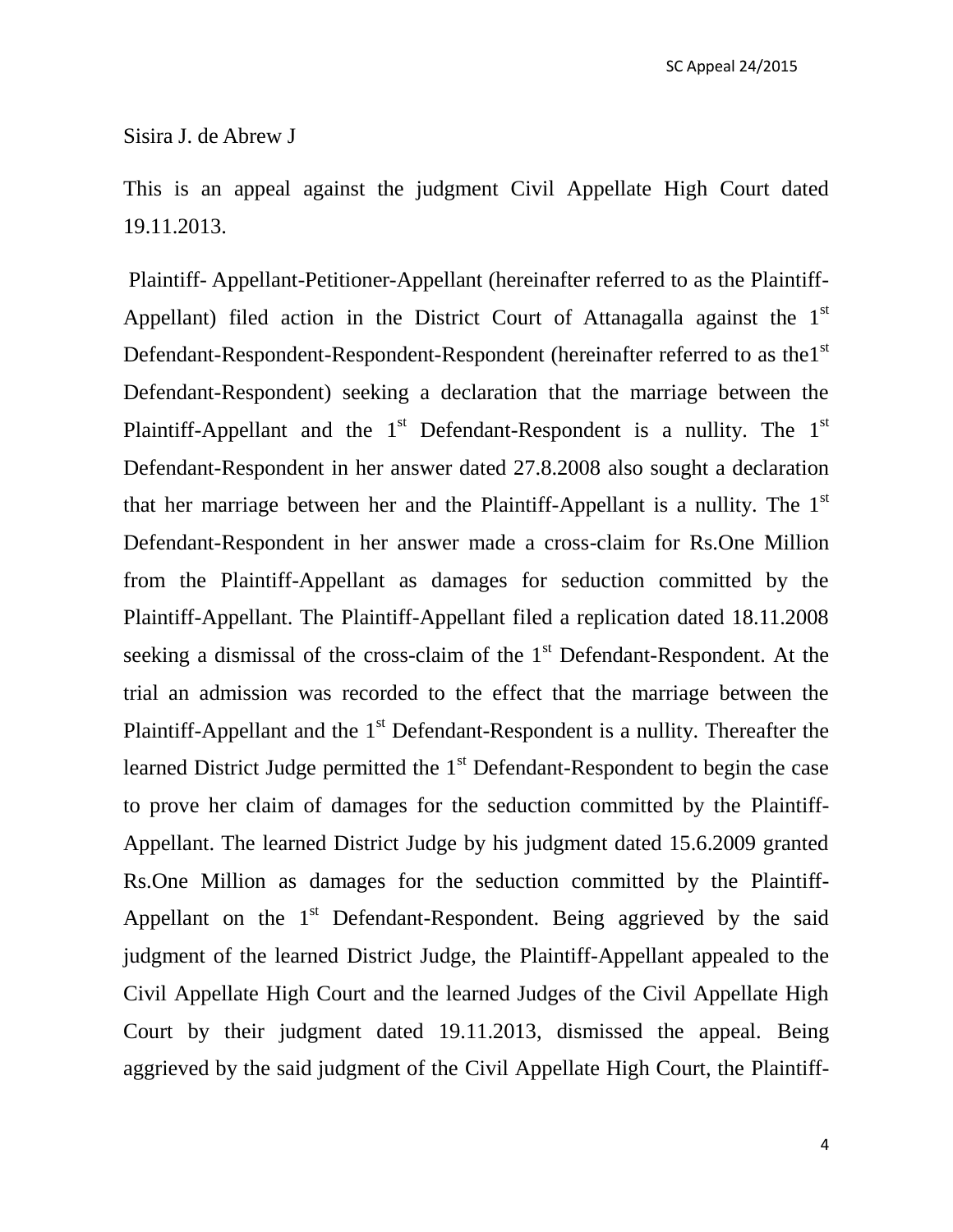Sisira J. de Abrew J

This is an appeal against the judgment Civil Appellate High Court dated 19.11.2013.

Plaintiff- Appellant-Petitioner-Appellant (hereinafter referred to as the Plaintiff-Appellant) filed action in the District Court of Attanagalla against the 1st Defendant-Respondent-Respondent-Respondent (hereinafter referred to as the1st Defendant-Respondent) seeking a declaration that the marriage between the Plaintiff-Appellant and the 1st Defendant-Respondent is a nullity. The 1st Defendant-Respondent in her answer dated 27.8.2008 also sought a declaration that her marriage between her and the Plaintiff-Appellant is a nullity. The 1st Defendant-Respondent in her answer made a cross-claim for Rs.One Million from the Plaintiff-Appellant as damages for seduction committed by the Plaintiff-Appellant. The Plaintiff-Appellant filed a replication dated 18.11.2008 seeking a dismissal of the cross-claim of the 1st Defendant-Respondent. At the trial an admission was recorded to the effect that the marriage between the Plaintiff-Appellant and the 1st Defendant-Respondent is a nullity. Thereafter the learned District Judge permitted the 1st Defendant-Respondent to begin the case to prove her claim of damages for the seduction committed by the Plaintiff-Appellant. The learned District Judge by his judgment dated 15.6.2009 granted Rs.One Million as damages for the seduction committed by the Plaintiff-Appellant on the 1st Defendant-Respondent. Being aggrieved by the said judgment of the learned District Judge, the Plaintiff-Appellant appealed to the Civil Appellate High Court and the learned Judges of the Civil Appellate High Court by their judgment dated 19.11.2013, dismissed the appeal. Being aggrieved by the said judgment of the Civil Appellate High Court, the Plaintiff-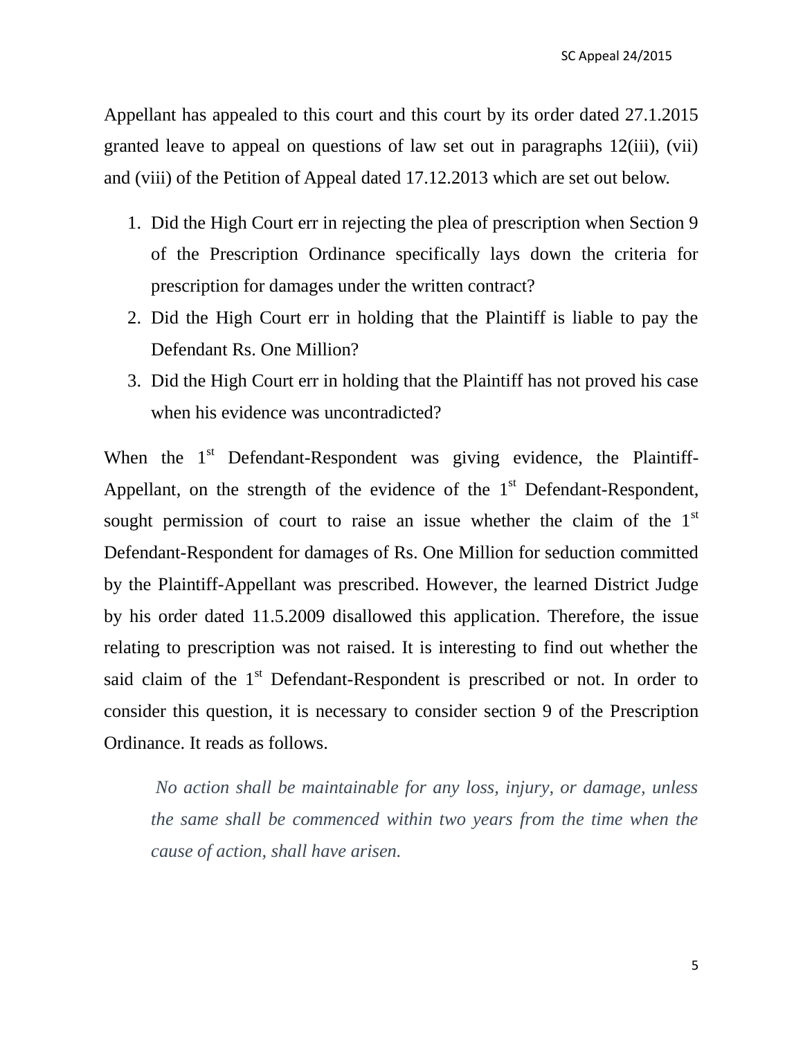Appellant has appealed to this court and this court by its order dated 27.1.2015 granted leave to appeal on questions of law set out in paragraphs 12(iii), (vii) and (viii) of the Petition of Appeal dated 17.12.2013 which are set out below.

1. Did the High Court err in rejecting the plea of prescription when Section 9 of the Prescription Ordinance specifically lays down the criteria for prescription for damages under the written contract?
2. Did the High Court err in holding that the Plaintiff is liable to pay the Defendant Rs. One Million?
3. Did the High Court err in holding that the Plaintiff has not proved his case when his evidence was uncontradicted?

When the 1st Defendant-Respondent was giving evidence, the Plaintiff-Appellant, on the strength of the evidence of the 1st Defendant-Respondent, sought permission of court to raise an issue whether the claim of the 1st Defendant-Respondent for damages of Rs. One Million for seduction committed by the Plaintiff-Appellant was prescribed. However, the learned District Judge by his order dated 11.5.2009 disallowed this application. Therefore, the issue relating to prescription was not raised. It is interesting to find out whether the said claim of the 1st Defendant-Respondent is prescribed or not. In order to consider this question, it is necessary to consider section 9 of the Prescription Ordinance. It reads as follows.

> *No action shall be maintainable for any loss, injury, or damage, unless the same shall be commenced within two years from the time when the cause of action, shall have arisen.*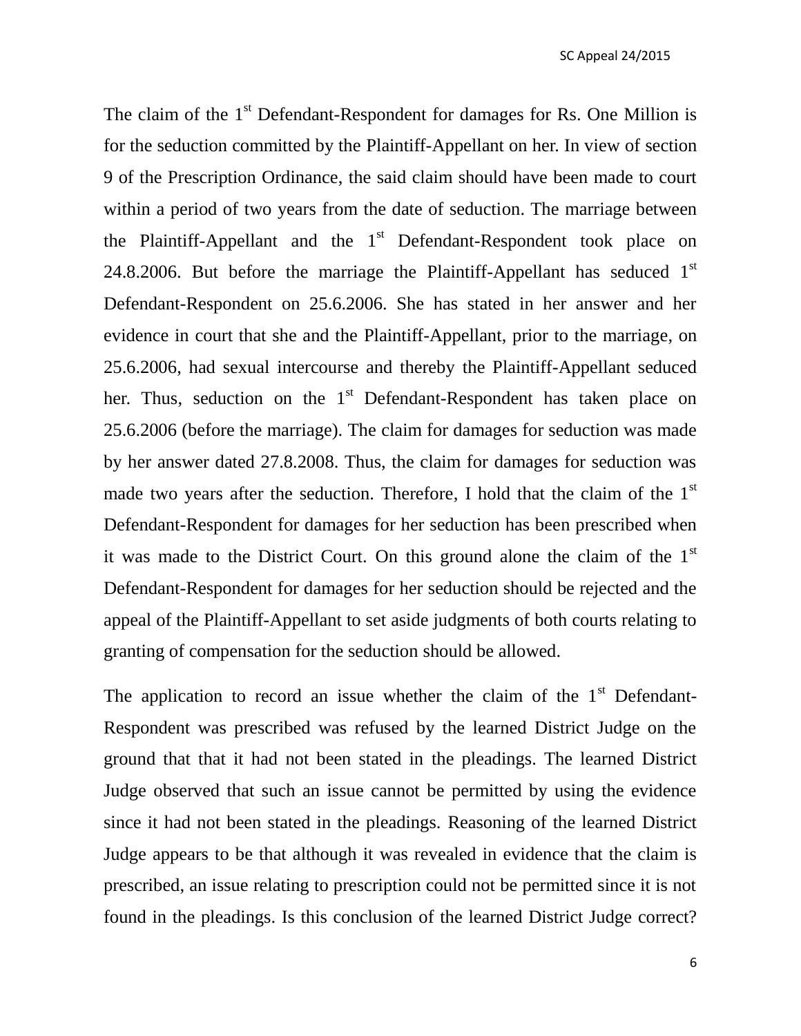The claim of the 1st Defendant-Respondent for damages for Rs. One Million is for the seduction committed by the Plaintiff-Appellant on her. In view of section 9 of the Prescription Ordinance, the said claim should have been made to court within a period of two years from the date of seduction. The marriage between the Plaintiff-Appellant and the 1st Defendant-Respondent took place on 24.8.2006. But before the marriage the Plaintiff-Appellant has seduced 1st Defendant-Respondent on 25.6.2006. She has stated in her answer and her evidence in court that she and the Plaintiff-Appellant, prior to the marriage, on 25.6.2006, had sexual intercourse and thereby the Plaintiff-Appellant seduced her. Thus, seduction on the 1st Defendant-Respondent has taken place on 25.6.2006 (before the marriage). The claim for damages for seduction was made by her answer dated 27.8.2008. Thus, the claim for damages for seduction was made two years after the seduction. Therefore, I hold that the claim of the 1st Defendant-Respondent for damages for her seduction has been prescribed when it was made to the District Court. On this ground alone the claim of the 1st Defendant-Respondent for damages for her seduction should be rejected and the appeal of the Plaintiff-Appellant to set aside judgments of both courts relating to granting of compensation for the seduction should be allowed.

The application to record an issue whether the claim of the 1st Defendant-Respondent was prescribed was refused by the learned District Judge on the ground that that it had not been stated in the pleadings. The learned District Judge observed that such an issue cannot be permitted by using the evidence since it had not been stated in the pleadings. Reasoning of the learned District Judge appears to be that although it was revealed in evidence that the claim is prescribed, an issue relating to prescription could not be permitted since it is not found in the pleadings. Is this conclusion of the learned District Judge correct?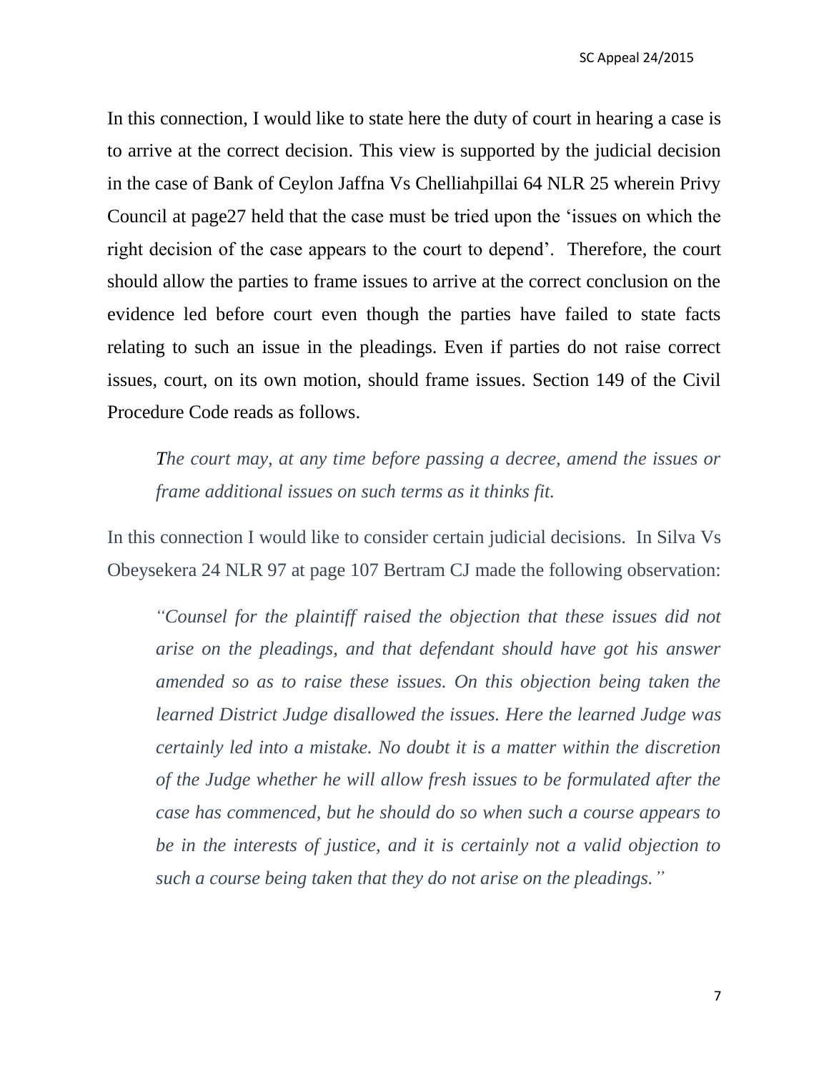In this connection, I would like to state here the duty of court in hearing a case is to arrive at the correct decision. This view is supported by the judicial decision in the case of Bank of Ceylon Jaffna Vs Chelliahpillai 64 NLR 25 wherein Privy Council at page27 held that the case must be tried upon the 'issues on which the right decision of the case appears to the court to depend'. Therefore, the court should allow the parties to frame issues to arrive at the correct conclusion on the evidence led before court even though the parties have failed to state facts relating to such an issue in the pleadings. Even if parties do not raise correct issues, court, on its own motion, should frame issues. Section 149 of the Civil Procedure Code reads as follows.

> *The court may, at any time before passing a decree, amend the issues or frame additional issues on such terms as it thinks fit.*

In this connection I would like to consider certain judicial decisions. In Silva Vs Obeysekera 24 NLR 97 at page 107 Bertram CJ made the following observation:

> *"Counsel for the plaintiff raised the objection that these issues did not arise on the pleadings, and that defendant should have got his answer amended so as to raise these issues. On this objection being taken the learned District Judge disallowed the issues. Here the learned Judge was certainly led into a mistake. No doubt it is a matter within the discretion of the Judge whether he will allow fresh issues to be formulated after the case has commenced, but he should do so when such a course appears to be in the interests of justice, and it is certainly not a valid objection to such a course being taken that they do not arise on the pleadings."*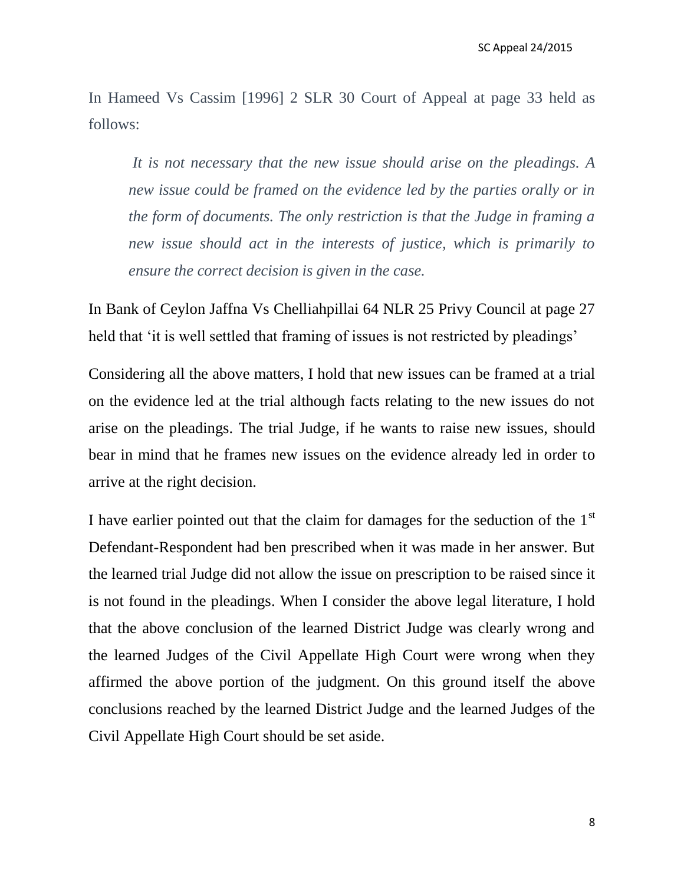In Hameed Vs Cassim [1996] 2 SLR 30 Court of Appeal at page 33 held as follows:

> *It is not necessary that the new issue should arise on the pleadings. A new issue could be framed on the evidence led by the parties orally or in the form of documents. The only restriction is that the Judge in framing a new issue should act in the interests of justice, which is primarily to ensure the correct decision is given in the case.*

In Bank of Ceylon Jaffna Vs Chelliahpillai 64 NLR 25 Privy Council at page 27 held that 'it is well settled that framing of issues is not restricted by pleadings'

Considering all the above matters, I hold that new issues can be framed at a trial on the evidence led at the trial although facts relating to the new issues do not arise on the pleadings. The trial Judge, if he wants to raise new issues, should bear in mind that he frames new issues on the evidence already led in order to arrive at the right decision.

I have earlier pointed out that the claim for damages for the seduction of the 1st Defendant-Respondent had ben prescribed when it was made in her answer. But the learned trial Judge did not allow the issue on prescription to be raised since it is not found in the pleadings. When I consider the above legal literature, I hold that the above conclusion of the learned District Judge was clearly wrong and the learned Judges of the Civil Appellate High Court were wrong when they affirmed the above portion of the judgment. On this ground itself the above conclusions reached by the learned District Judge and the learned Judges of the Civil Appellate High Court should be set aside.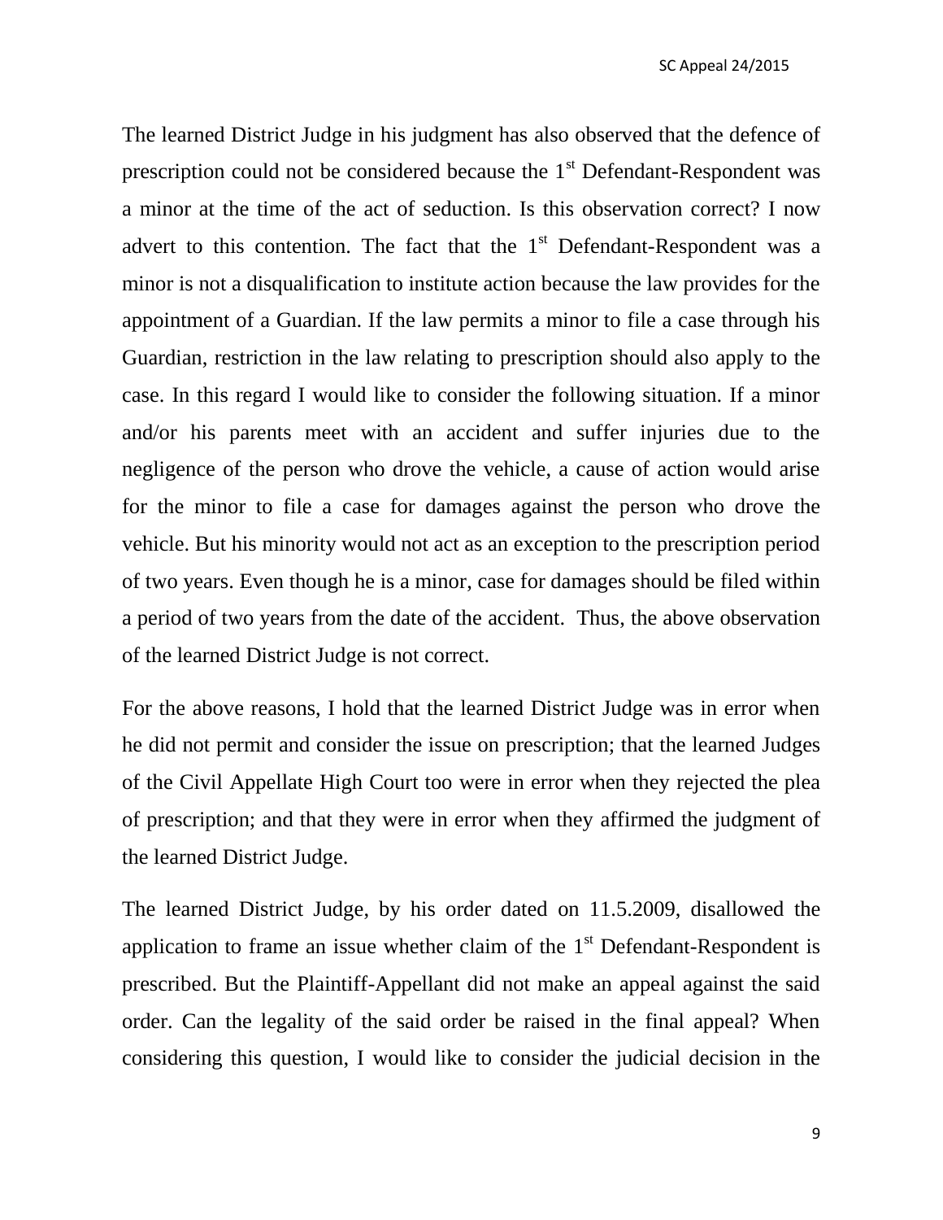The learned District Judge in his judgment has also observed that the defence of prescription could not be considered because the 1st Defendant-Respondent was a minor at the time of the act of seduction. Is this observation correct? I now advert to this contention. The fact that the 1st Defendant-Respondent was a minor is not a disqualification to institute action because the law provides for the appointment of a Guardian. If the law permits a minor to file a case through his Guardian, restriction in the law relating to prescription should also apply to the case. In this regard I would like to consider the following situation. If a minor and/or his parents meet with an accident and suffer injuries due to the negligence of the person who drove the vehicle, a cause of action would arise for the minor to file a case for damages against the person who drove the vehicle. But his minority would not act as an exception to the prescription period of two years. Even though he is a minor, case for damages should be filed within a period of two years from the date of the accident. Thus, the above observation of the learned District Judge is not correct.

For the above reasons, I hold that the learned District Judge was in error when he did not permit and consider the issue on prescription; that the learned Judges of the Civil Appellate High Court too were in error when they rejected the plea of prescription; and that they were in error when they affirmed the judgment of the learned District Judge.

The learned District Judge, by his order dated on 11.5.2009, disallowed the application to frame an issue whether claim of the 1st Defendant-Respondent is prescribed. But the Plaintiff-Appellant did not make an appeal against the said order. Can the legality of the said order be raised in the final appeal? When considering this question, I would like to consider the judicial decision in the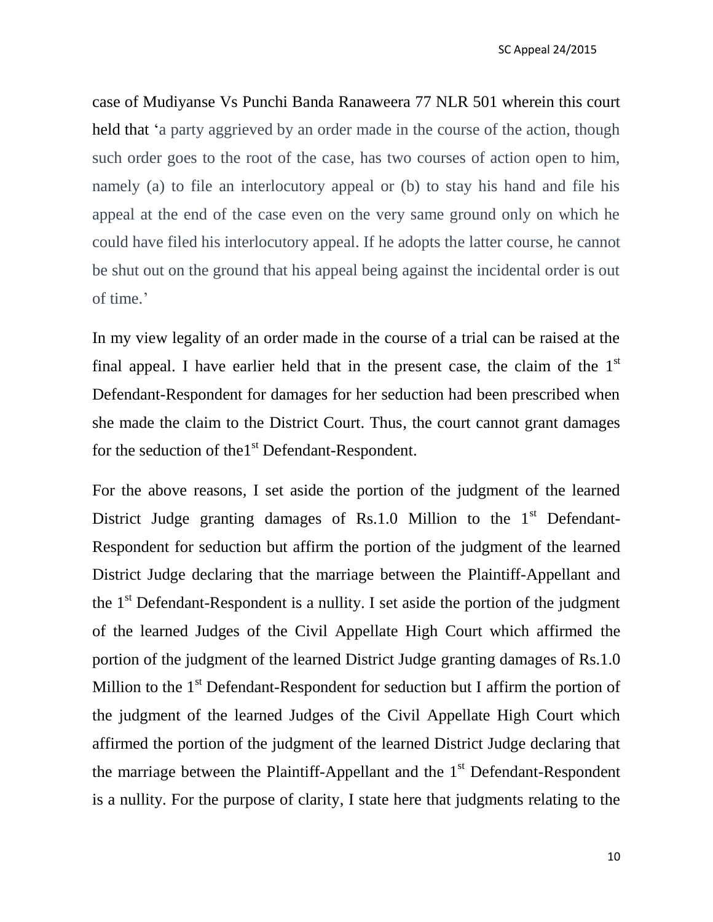case of Mudiyanse Vs Punchi Banda Ranaweera 77 NLR 501 wherein this court held that 'a party aggrieved by an order made in the course of the action, though such order goes to the root of the case, has two courses of action open to him, namely (a) to file an interlocutory appeal or (b) to stay his hand and file his appeal at the end of the case even on the very same ground only on which he could have filed his interlocutory appeal. If he adopts the latter course, he cannot be shut out on the ground that his appeal being against the incidental order is out of time.'

In my view legality of an order made in the course of a trial can be raised at the final appeal. I have earlier held that in the present case, the claim of the 1st Defendant-Respondent for damages for her seduction had been prescribed when she made the claim to the District Court. Thus, the court cannot grant damages for the seduction of the1st Defendant-Respondent.

For the above reasons, I set aside the portion of the judgment of the learned District Judge granting damages of Rs.1.0 Million to the 1st Defendant-Respondent for seduction but affirm the portion of the judgment of the learned District Judge declaring that the marriage between the Plaintiff-Appellant and the 1st Defendant-Respondent is a nullity. I set aside the portion of the judgment of the learned Judges of the Civil Appellate High Court which affirmed the portion of the judgment of the learned District Judge granting damages of Rs.1.0 Million to the 1st Defendant-Respondent for seduction but I affirm the portion of the judgment of the learned Judges of the Civil Appellate High Court which affirmed the portion of the judgment of the learned District Judge declaring that the marriage between the Plaintiff-Appellant and the 1st Defendant-Respondent is a nullity. For the purpose of clarity, I state here that judgments relating to the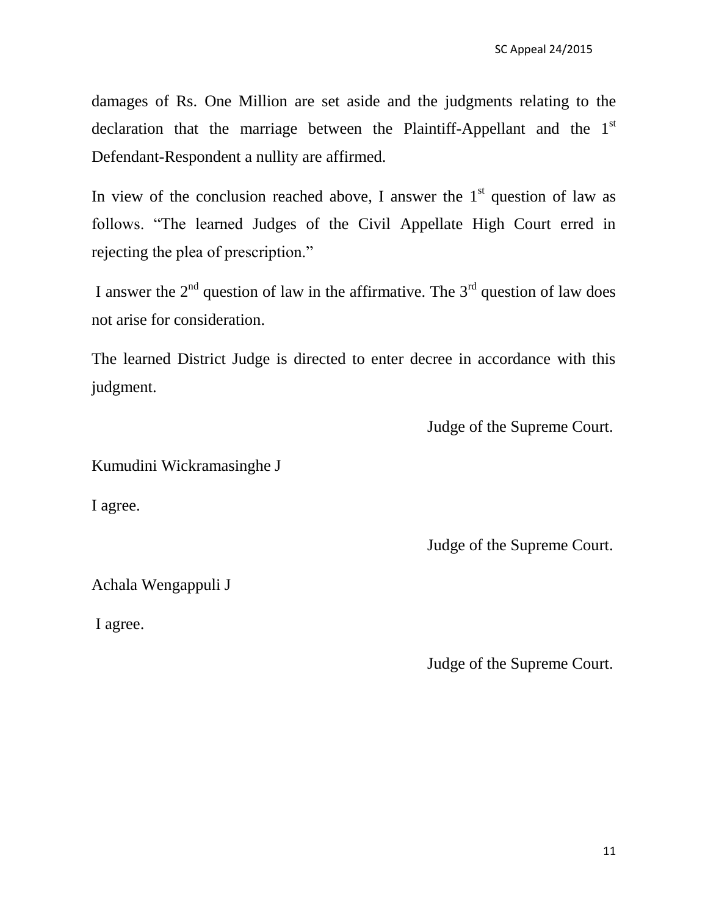damages of Rs. One Million are set aside and the judgments relating to the declaration that the marriage between the Plaintiff-Appellant and the 1st Defendant-Respondent a nullity are affirmed.

In view of the conclusion reached above, I answer the 1st question of law as follows. "The learned Judges of the Civil Appellate High Court erred in rejecting the plea of prescription."

I answer the 2nd question of law in the affirmative. The 3rd question of law does not arise for consideration.

The learned District Judge is directed to enter decree in accordance with this judgment.

Judge of the Supreme Court.

Kumudini Wickramasinghe J

I agree.

Judge of the Supreme Court.

Achala Wengappuli J

I agree.

Judge of the Supreme Court.